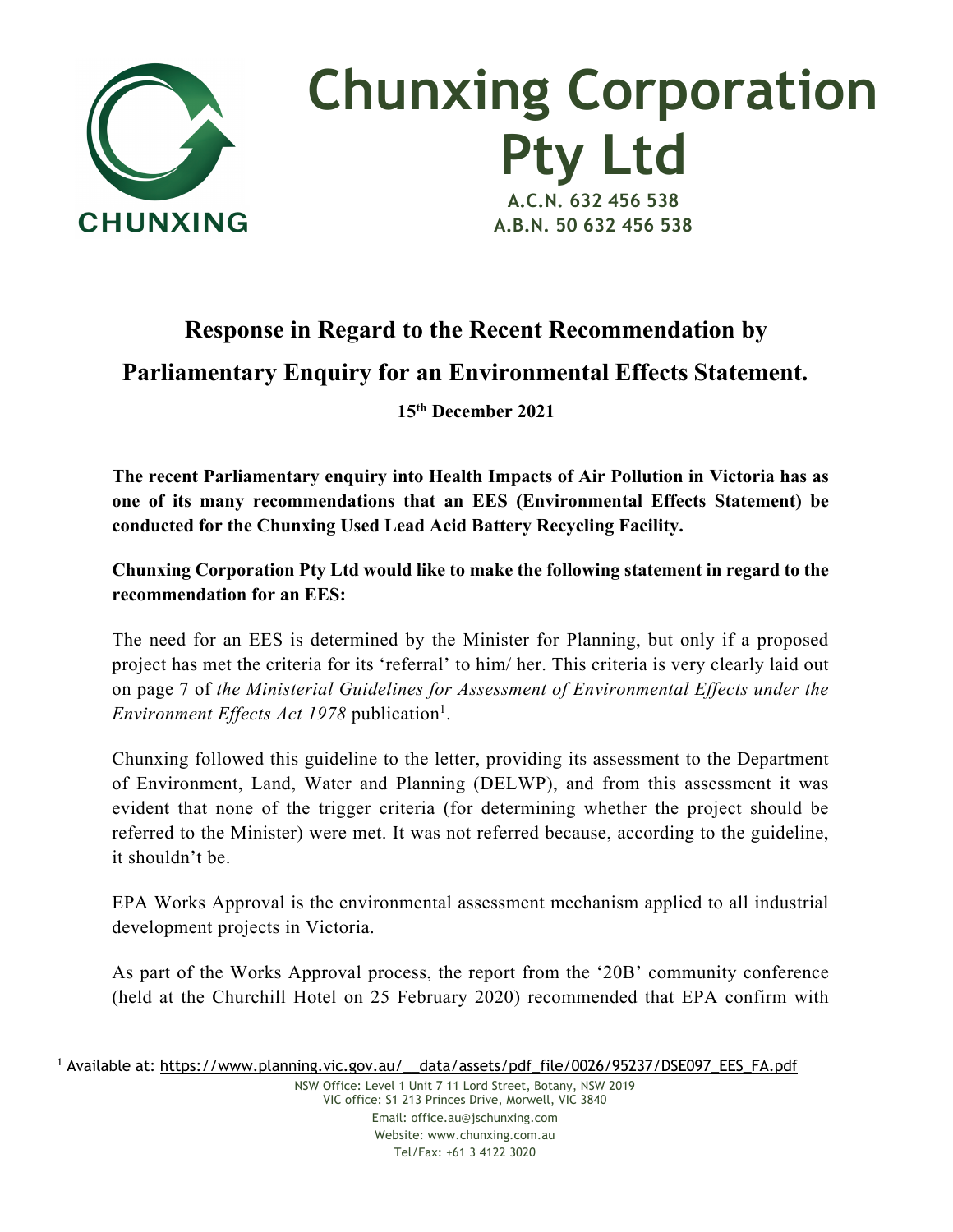# Chunxing Corporation Pty Ltd

**A.C.N. 632 456 538**
**A.B.N. 50 632 456 538**

## Response in Regard to the Recent Recommendation by Parliamentary Enquiry for an Environmental Effects Statement.

**15th December 2021**

**The recent Parliamentary enquiry into Health Impacts of Air Pollution in Victoria has as one of its many recommendations that an EES (Environmental Effects Statement) be conducted for the Chunxing Used Lead Acid Battery Recycling Facility.**

**Chunxing Corporation Pty Ltd would like to make the following statement in regard to the recommendation for an EES:**

The need for an EES is determined by the Minister for Planning, but only if a proposed project has met the criteria for its 'referral' to him/ her. This criteria is very clearly laid out on page 7 of *the Ministerial Guidelines for Assessment of Environmental Effects under the Environment Effects Act 1978* publication[1].

Chunxing followed this guideline to the letter, providing its assessment to the Department of Environment, Land, Water and Planning (DELWP), and from this assessment it was evident that none of the trigger criteria (for determining whether the project should be referred to the Minister) were met. It was not referred because, according to the guideline, it shouldn't be.

EPA Works Approval is the environmental assessment mechanism applied to all industrial development projects in Victoria.

As part of the Works Approval process, the report from the '20B' community conference (held at the Churchill Hotel on 25 February 2020) recommended that EPA confirm with

[1] Available at: https://www.planning.vic.gov.au/__data/assets/pdf_file/0026/95237/DSE097_EES_FA.pdf

NSW Office: Level 1 Unit 7 11 Lord Street, Botany, NSW 2019
VIC office: S1 213 Princes Drive, Morwell, VIC 3840
Email: office.au@jschunxing.com
Website: www.chunxing.com.au
Tel/Fax: +61 3 4122 3020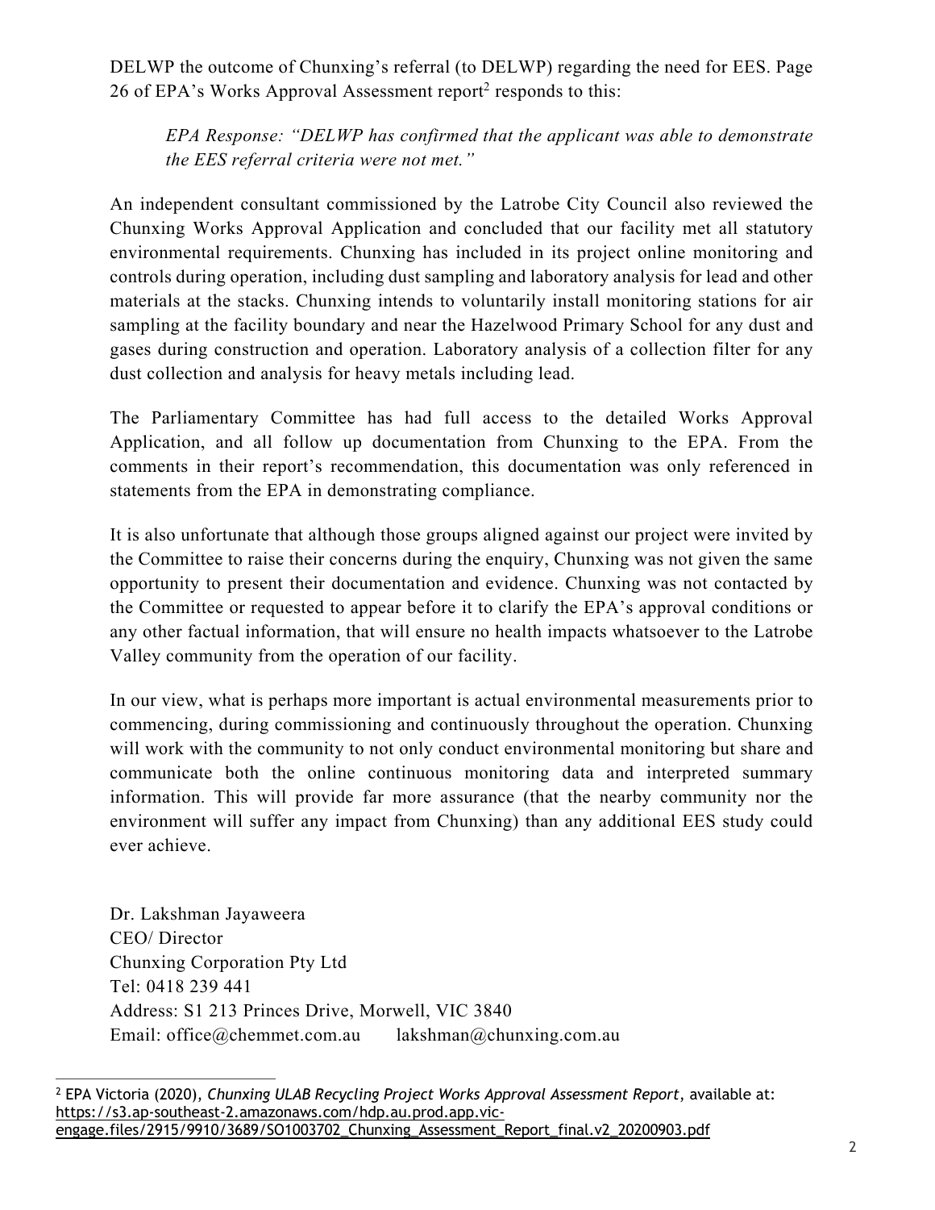DELWP the outcome of Chunxing's referral (to DELWP) regarding the need for EES. Page 26 of EPA's Works Approval Assessment report[2] responds to this:

> *EPA Response: "DELWP has confirmed that the applicant was able to demonstrate the EES referral criteria were not met."*

An independent consultant commissioned by the Latrobe City Council also reviewed the Chunxing Works Approval Application and concluded that our facility met all statutory environmental requirements. Chunxing has included in its project online monitoring and controls during operation, including dust sampling and laboratory analysis for lead and other materials at the stacks. Chunxing intends to voluntarily install monitoring stations for air sampling at the facility boundary and near the Hazelwood Primary School for any dust and gases during construction and operation. Laboratory analysis of a collection filter for any dust collection and analysis for heavy metals including lead.

The Parliamentary Committee has had full access to the detailed Works Approval Application, and all follow up documentation from Chunxing to the EPA. From the comments in their report's recommendation, this documentation was only referenced in statements from the EPA in demonstrating compliance.

It is also unfortunate that although those groups aligned against our project were invited by the Committee to raise their concerns during the enquiry, Chunxing was not given the same opportunity to present their documentation and evidence. Chunxing was not contacted by the Committee or requested to appear before it to clarify the EPA's approval conditions or any other factual information, that will ensure no health impacts whatsoever to the Latrobe Valley community from the operation of our facility.

In our view, what is perhaps more important is actual environmental measurements prior to commencing, during commissioning and continuously throughout the operation. Chunxing will work with the community to not only conduct environmental monitoring but share and communicate both the online continuous monitoring data and interpreted summary information. This will provide far more assurance (that the nearby community nor the environment will suffer any impact from Chunxing) than any additional EES study could ever achieve.

Dr. Lakshman Jayaweera
CEO/ Director
Chunxing Corporation Pty Ltd
Tel: 0418 239 441
Address: S1 213 Princes Drive, Morwell, VIC 3840
Email: office@chemmet.com.au lakshman@chunxing.com.au

---

[2] EPA Victoria (2020), *Chunxing ULAB Recycling Project Works Approval Assessment Report*, available at: https://s3.ap-southeast-2.amazonaws.com/hdp.au.prod.app.vic-engage.files/2915/9910/3689/SO1003702_Chunxing_Assessment_Report_final.v2_20200903.pdf